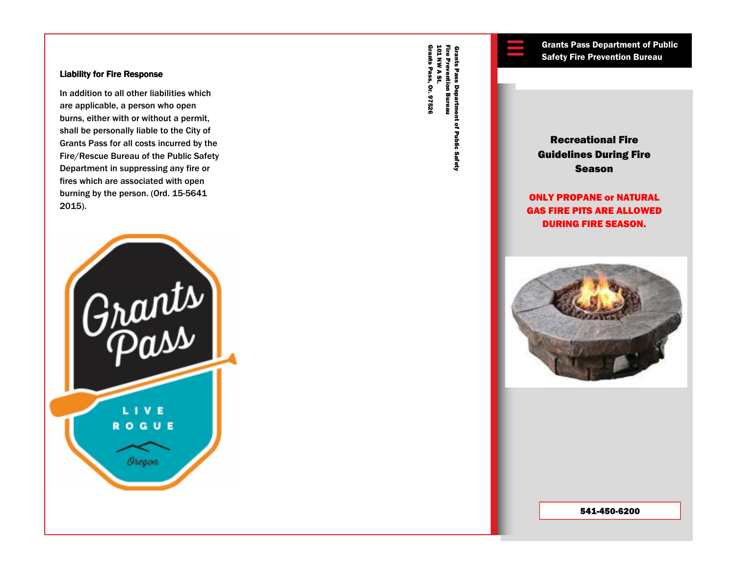### Liability for Fire Response

In addition to all other liabilities which are applicable, a person who open burns, either with or without a permit, shall be personally liable to the City of Grants Pass for all costs incurred by the Fire/Rescue Bureau of the Public Safety Department in suppressing any fire or fires which are associated with open burning by the person. (Ord. 15-5641 2015).

Grants Pass Department of Public Safety
Fire Prevention Bureau
101 NW A St.
Grants Pass, Or. 97526

**Grants Pass Department of Public Safety Fire Prevention Bureau**

# Recreational Fire Guidelines During Fire Season

**ONLY PROPANE or NATURAL GAS FIRE PITS ARE ALLOWED DURING FIRE SEASON.**

**541-450-6200**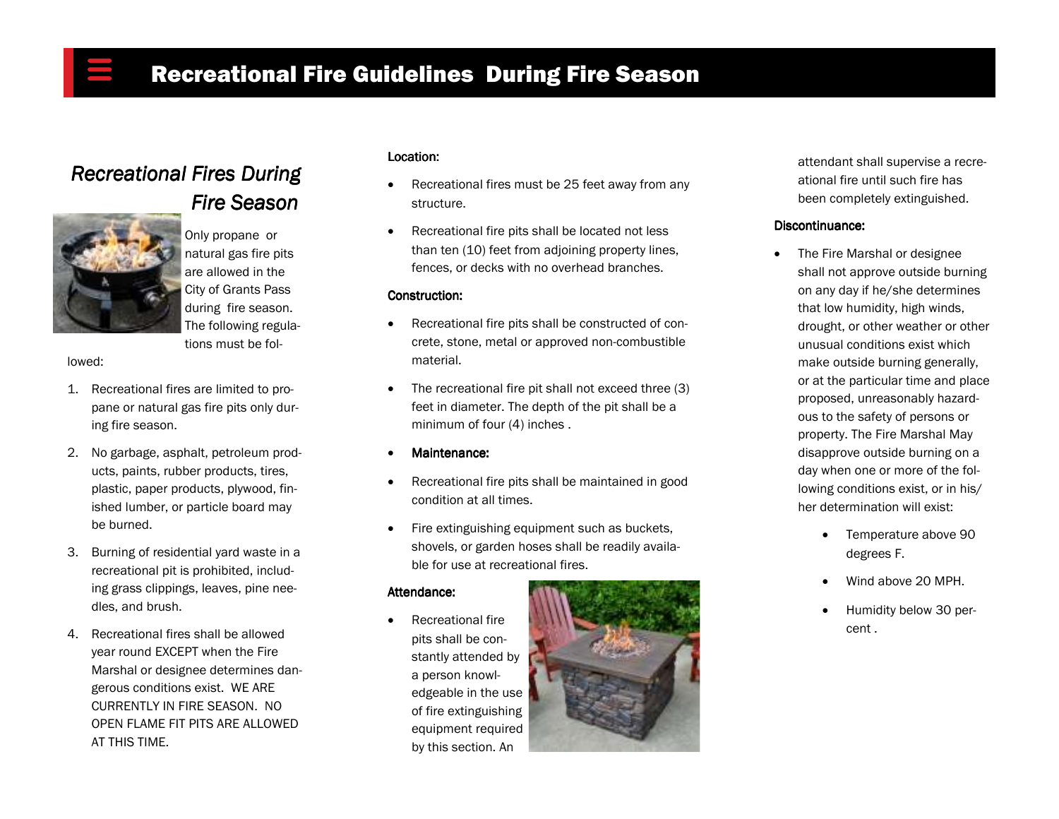# Recreational Fire Guidelines During Fire Season

## *Recreational Fires During Fire Season*

Only propane or natural gas fire pits are allowed in the City of Grants Pass during fire season. The following regulations must be followed:

1. Recreational fires are limited to propane or natural gas fire pits only during fire season.
2. No garbage, asphalt, petroleum products, paints, rubber products, tires, plastic, paper products, plywood, finished lumber, or particle board may be burned.
3. Burning of residential yard waste in a recreational pit is prohibited, including grass clippings, leaves, pine needles, and brush.
4. Recreational fires shall be allowed year round EXCEPT when the Fire Marshal or designee determines dangerous conditions exist. WE ARE CURRENTLY IN FIRE SEASON. NO OPEN FLAME FIT PITS ARE ALLOWED AT THIS TIME.

**Location:**

- Recreational fires must be 25 feet away from any structure.
- Recreational fire pits shall be located not less than ten (10) feet from adjoining property lines, fences, or decks with no overhead branches.

**Construction:**

- Recreational fire pits shall be constructed of concrete, stone, metal or approved non-combustible material.
- The recreational fire pit shall not exceed three (3) feet in diameter. The depth of the pit shall be a minimum of four (4) inches .
- **Maintenance:**
- Recreational fire pits shall be maintained in good condition at all times.
- Fire extinguishing equipment such as buckets, shovels, or garden hoses shall be readily available for use at recreational fires.

**Attendance:**

- Recreational fire pits shall be constantly attended by a person knowledgeable in the use of fire extinguishing equipment required by this section. An attendant shall supervise a recreational fire until such fire has been completely extinguished.

**Discontinuance:**

- The Fire Marshal or designee shall not approve outside burning on any day if he/she determines that low humidity, high winds, drought, or other weather or other unusual conditions exist which make outside burning generally, or at the particular time and place proposed, unreasonably hazardous to the safety of persons or property. The Fire Marshal May disapprove outside burning on a day when one or more of the following conditions exist, or in his/her determination will exist:
    - Temperature above 90 degrees F.
    - Wind above 20 MPH.
    - Humidity below 30 percent .